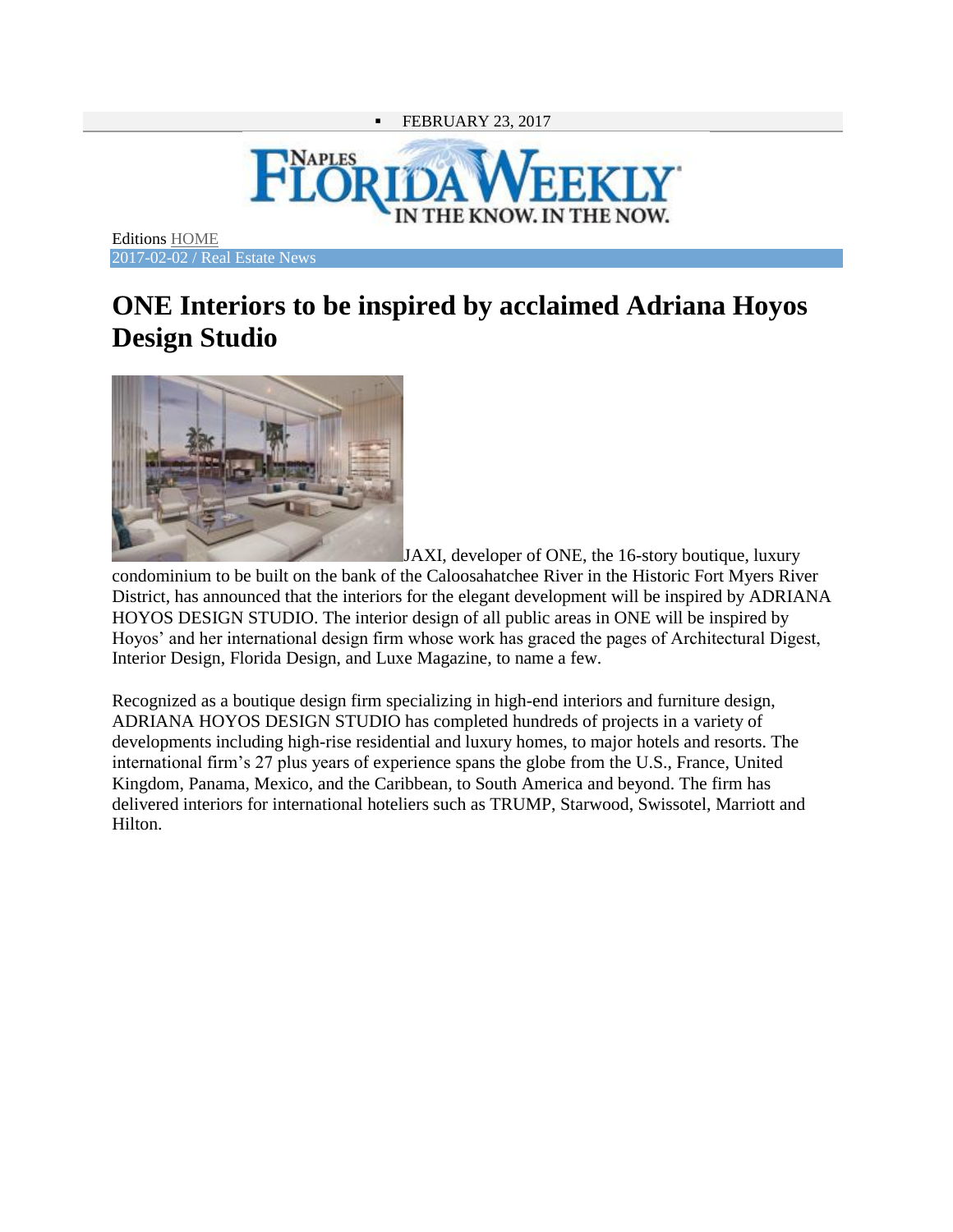- FEBRUARY 23, 2017

Editions HOME

2017-02-02 / Real Estate News

# ONE Interiors to be inspired by acclaimed Adriana Hoyos Design Studio

JAXI, developer of ONE, the 16-story boutique, luxury condominium to be built on the bank of the Caloosahatchee River in the Historic Fort Myers River District, has announced that the interiors for the elegant development will be inspired by ADRIANA HOYOS DESIGN STUDIO. The interior design of all public areas in ONE will be inspired by Hoyos' and her international design firm whose work has graced the pages of Architectural Digest, Interior Design, Florida Design, and Luxe Magazine, to name a few.

Recognized as a boutique design firm specializing in high-end interiors and furniture design, ADRIANA HOYOS DESIGN STUDIO has completed hundreds of projects in a variety of developments including high-rise residential and luxury homes, to major hotels and resorts. The international firm's 27 plus years of experience spans the globe from the U.S., France, United Kingdom, Panama, Mexico, and the Caribbean, to South America and beyond. The firm has delivered interiors for international hoteliers such as TRUMP, Starwood, Swissotel, Marriott and Hilton.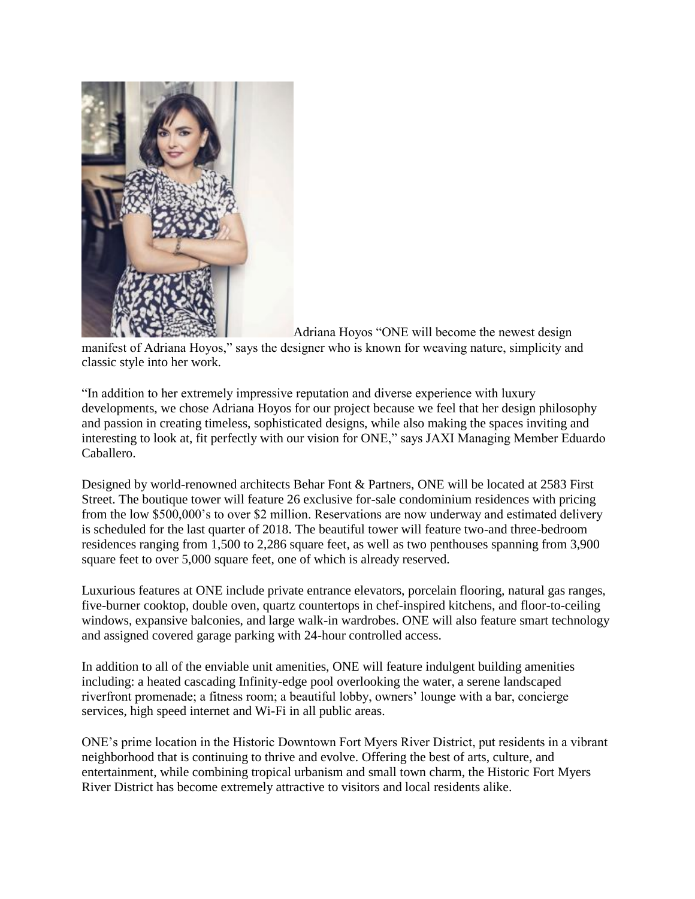Adriana Hoyos "ONE will become the newest design manifest of Adriana Hoyos," says the designer who is known for weaving nature, simplicity and classic style into her work.

"In addition to her extremely impressive reputation and diverse experience with luxury developments, we chose Adriana Hoyos for our project because we feel that her design philosophy and passion in creating timeless, sophisticated designs, while also making the spaces inviting and interesting to look at, fit perfectly with our vision for ONE," says JAXI Managing Member Eduardo Caballero.

Designed by world-renowned architects Behar Font & Partners, ONE will be located at 2583 First Street. The boutique tower will feature 26 exclusive for-sale condominium residences with pricing from the low $500,000's to over $2 million. Reservations are now underway and estimated delivery is scheduled for the last quarter of 2018. The beautiful tower will feature two-and three-bedroom residences ranging from 1,500 to 2,286 square feet, as well as two penthouses spanning from 3,900 square feet to over 5,000 square feet, one of which is already reserved.

Luxurious features at ONE include private entrance elevators, porcelain flooring, natural gas ranges, five-burner cooktop, double oven, quartz countertops in chef-inspired kitchens, and floor-to-ceiling windows, expansive balconies, and large walk-in wardrobes. ONE will also feature smart technology and assigned covered garage parking with 24-hour controlled access.

In addition to all of the enviable unit amenities, ONE will feature indulgent building amenities including: a heated cascading Infinity-edge pool overlooking the water, a serene landscaped riverfront promenade; a fitness room; a beautiful lobby, owners' lounge with a bar, concierge services, high speed internet and Wi-Fi in all public areas.

ONE's prime location in the Historic Downtown Fort Myers River District, put residents in a vibrant neighborhood that is continuing to thrive and evolve. Offering the best of arts, culture, and entertainment, while combining tropical urbanism and small town charm, the Historic Fort Myers River District has become extremely attractive to visitors and local residents alike.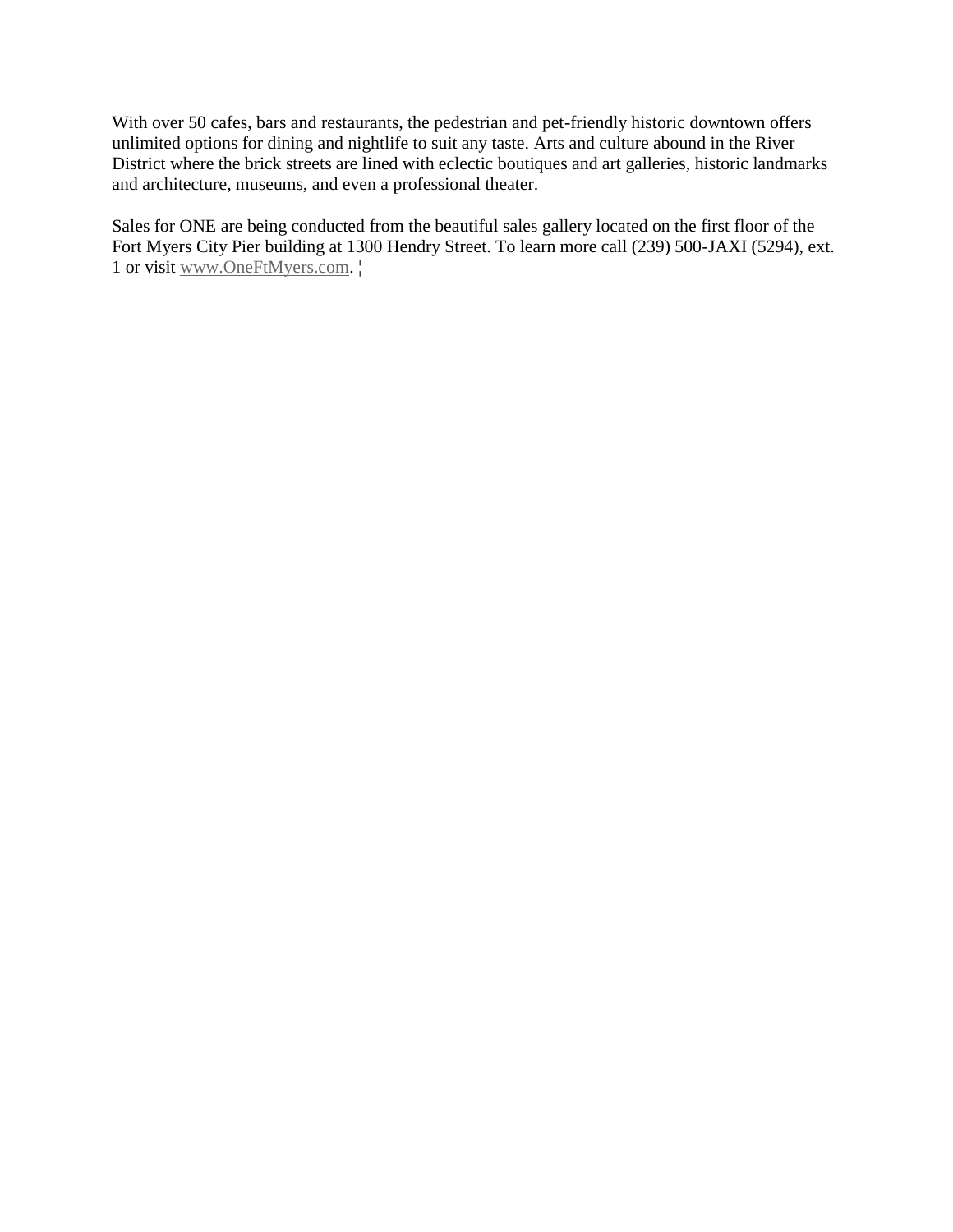With over 50 cafes, bars and restaurants, the pedestrian and pet-friendly historic downtown offers unlimited options for dining and nightlife to suit any taste. Arts and culture abound in the River District where the brick streets are lined with eclectic boutiques and art galleries, historic landmarks and architecture, museums, and even a professional theater.

Sales for ONE are being conducted from the beautiful sales gallery located on the first floor of the Fort Myers City Pier building at 1300 Hendry Street. To learn more call (239) 500-JAXI (5294), ext. 1 or visit www.OneFtMyers.com. ¦